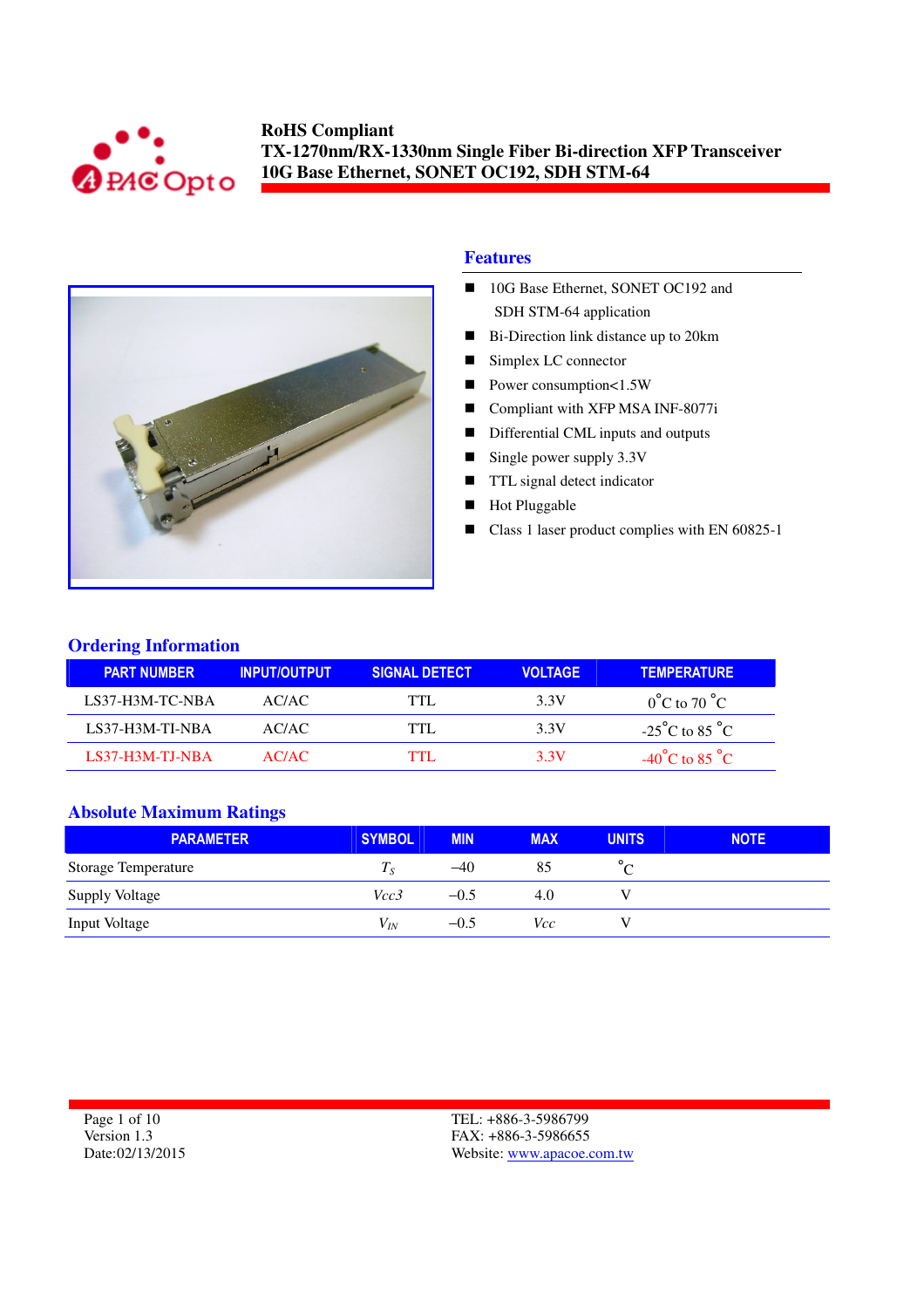**RoHS Compliant**
**TX-1270nm/RX-1330nm Single Fiber Bi-direction XFP Transceiver**
**10G Base Ethernet, SONET OC192, SDH STM-64**

## Features

- 10G Base Ethernet, SONET OC192 and SDH STM-64 application
- Bi-Direction link distance up to 20km
- Simplex LC connector
- Power consumption<1.5W
- Compliant with XFP MSA INF-8077i
- Differential CML inputs and outputs
- Single power supply 3.3V
- TTL signal detect indicator
- Hot Pluggable
- Class 1 laser product complies with EN 60825-1

## Ordering Information

| PART NUMBER | INPUT/OUTPUT | SIGNAL DETECT | VOLTAGE | TEMPERATURE |
|---|---|---|---|---|
| LS37-H3M-TC-NBA | AC/AC | TTL | 3.3V | 0°C to 70 °C |
| LS37-H3M-TI-NBA | AC/AC | TTL | 3.3V | -25°C to 85 °C |
| LS37-H3M-TJ-NBA | AC/AC | TTL | 3.3V | -40°C to 85 °C |

## Absolute Maximum Ratings

| PARAMETER | SYMBOL | MIN | MAX | UNITS | NOTE |
|---|---|---|---|---|---|
| Storage Temperature | $T_S$ | –40 | 85 | °C | |
| Supply Voltage | $Vcc3$ | –0.5 | 4.0 | V | |
| Input Voltage | $V_{IN}$ | –0.5 | $Vcc$ | V | |

Version 1.3
Date:02/13/2015

TEL: +886-3-5986799
FAX: +886-3-5986655
Website: www.apacoe.com.tw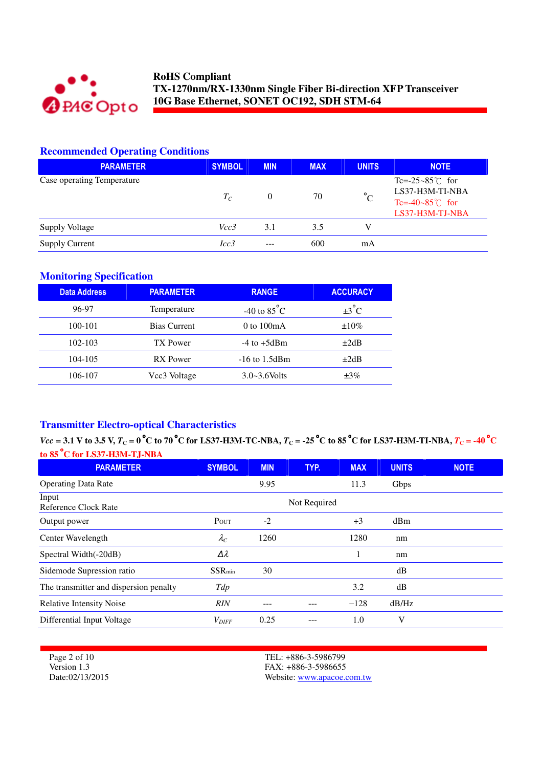## Recommended Operating Conditions

| PARAMETER | SYMBOL | MIN | MAX | UNITS | NOTE |
|---|---|---|---|---|---|
| Case operating Temperature | $T_C$ | 0 | 70 | °C | Tc=-25~85℃ for LS37-H3M-TI-NBA Tc=-40~85℃ for LS37-H3M-TJ-NBA |
| Supply Voltage | *Vcc3* | 3.1 | 3.5 | V | |
| Supply Current | *Icc3* | --- | 600 | mA | |

## Monitoring Specification

| Data Address | PARAMETER | RANGE | ACCURACY |
|---|---|---|---|
| 96-97 | Temperature | -40 to 85°C | ±3°C |
| 100-101 | Bias Current | 0 to 100mA | ±10% |
| 102-103 | TX Power | -4 to +5dBm | ±2dB |
| 104-105 | RX Power | -16 to 1.5dBm | ±2dB |
| 106-107 | Vcc3 Voltage | 3.0~3.6Volts | ±3% |

## Transmitter Electro-optical Characteristics

**$Vcc$ = 3.1 V to 3.5 V, $T_C$ = 0°C to 70°C for LS37-H3M-TC-NBA, $T_C$ = -25°C to 85°C for LS37-H3M-TI-NBA, $T_C$ = -40°C to 85°C for LS37-H3M-TJ-NBA**

| PARAMETER | SYMBOL | MIN | TYP. | MAX | UNITS | NOTE |
|---|---|---|---|---|---|---|
| Operating Data Rate | | 9.95 | | 11.3 | Gbps | |
| Input Reference Clock Rate | | | Not Required | | | |
| Output power | $P_{OUT}$ | -2 | | +3 | dBm | |
| Center Wavelength | $\lambda_C$ | 1260 | | 1280 | nm | |
| Spectral Width(-20dB) | $\Delta\lambda$ | | | 1 | nm | |
| Sidemode Supression ratio | $SSR_{min}$ | 30 | | | dB | |
| The transmitter and dispersion penalty | *Tdp* | | | 3.2 | dB | |
| Relative Intensity Noise | *RIN* | --- | --- | −128 | dB/Hz | |
| Differential Input Voltage | $V_{DIFF}$ | 0.25 | --- | 1.0 | V | |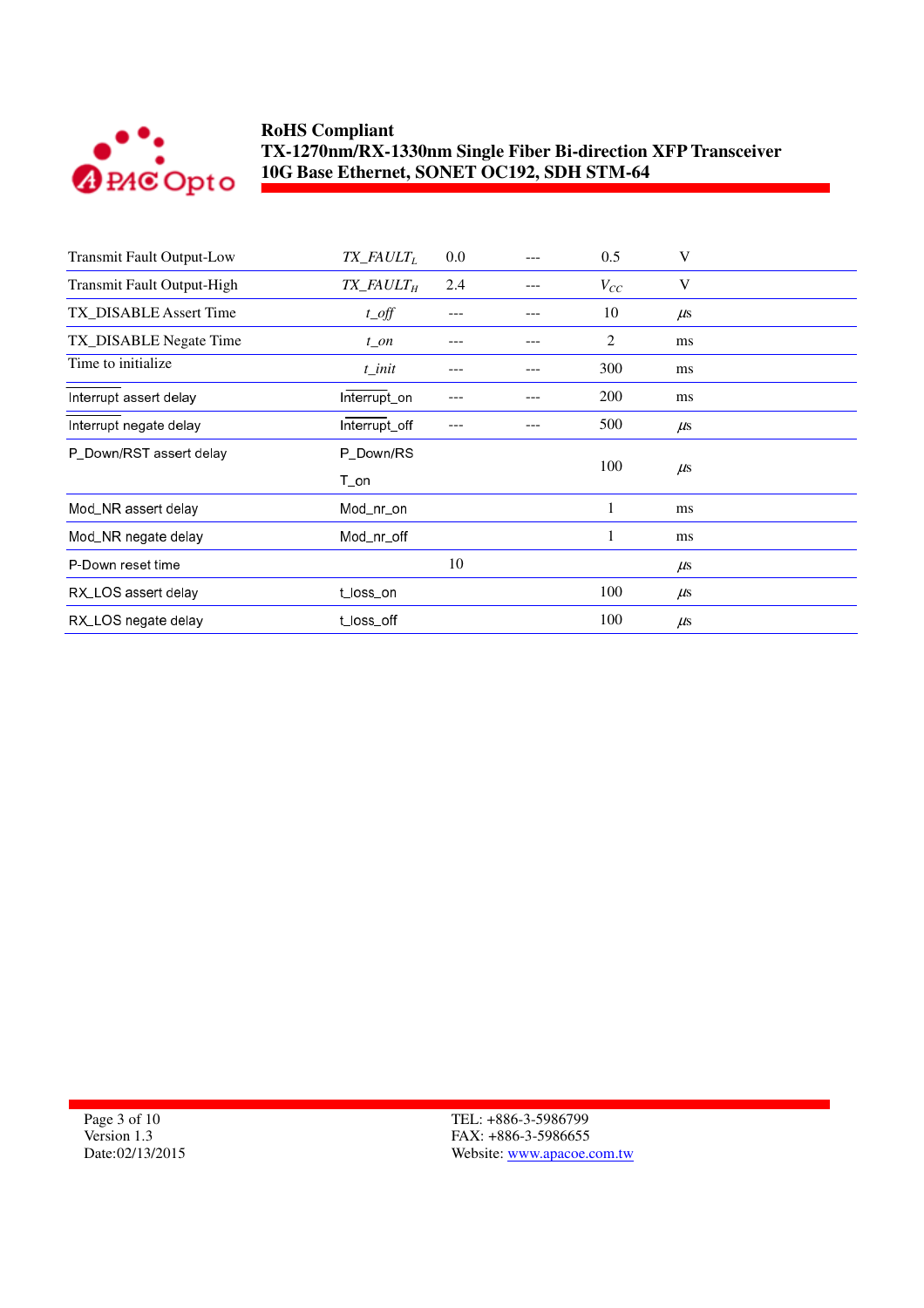| | | | | | |
|---|---|---|---|---|---|
| Transmit Fault Output-Low | $TX\_FAULT_L$ | 0.0 | --- | 0.5 | V |
| Transmit Fault Output-High | $TX\_FAULT_H$ | 2.4 | --- | $V_{CC}$ | V |
| TX_DISABLE Assert Time | *t_off* | --- | --- | 10 | µs |
| TX_DISABLE Negate Time | *t_on* | --- | --- | 2 | ms |
| Time to initialize | *t_init* | --- | --- | 300 | ms |
| Interrupt assert delay | Interrupt_on | --- | --- | 200 | ms |
| Interrupt negate delay | Interrupt_off | --- | --- | 500 | µs |
| P_Down/RST assert delay | P_Down/RST_on | | | 100 | µs |
| Mod_NR assert delay | Mod_nr_on | | | 1 | ms |
| Mod_NR negate delay | Mod_nr_off | | | 1 | ms |
| P-Down reset time | | 10 | | | µs |
| RX_LOS assert delay | t_loss_on | | | 100 | µs |
| RX_LOS negate delay | t_loss_off | | | 100 | µs |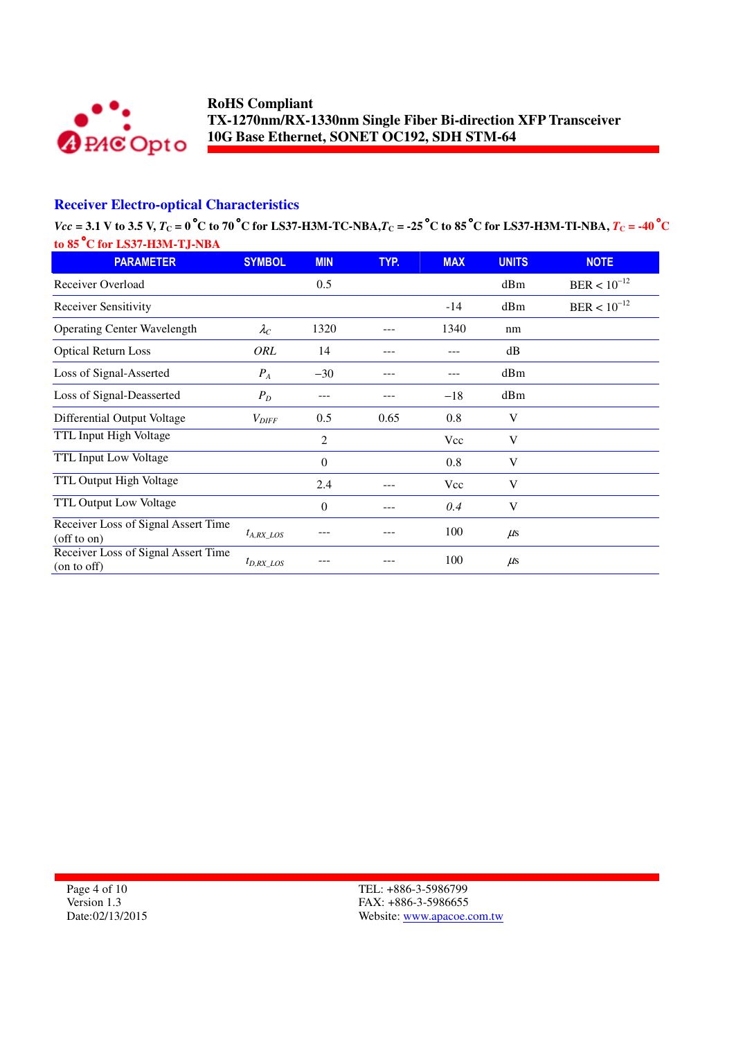## Receiver Electro-optical Characteristics

**$V_{cc}$ = 3.1 V to 3.5 V, $T_C$ = 0°C to 70°C for LS37-H3M-TC-NBA, $T_C$ = -25°C to 85°C for LS37-H3M-TI-NBA, $T_C$ = -40°C to 85°C for LS37-H3M-TJ-NBA**

| PARAMETER | SYMBOL | MIN | TYP. | MAX | UNITS | NOTE |
|---|---|---|---|---|---|---|
| Receiver Overload | | 0.5 | | | dBm | BER < $10^{-12}$ |
| Receiver Sensitivity | | | | -14 | dBm | BER < $10^{-12}$ |
| Operating Center Wavelength | $\lambda_C$ | 1320 | --- | 1340 | nm | |
| Optical Return Loss | $ORL$ | 14 | --- | --- | dB | |
| Loss of Signal-Asserted | $P_A$ | −30 | --- | --- | dBm | |
| Loss of Signal-Deasserted | $P_D$ | --- | --- | −18 | dBm | |
| Differential Output Voltage | $V_{DIFF}$ | 0.5 | 0.65 | 0.8 | V | |
| TTL Input High Voltage | | 2 | | Vcc | V | |
| TTL Input Low Voltage | | 0 | | 0.8 | V | |
| TTL Output High Voltage | | 2.4 | --- | Vcc | V | |
| TTL Output Low Voltage | | 0 | --- | 0.4 | V | |
| Receiver Loss of Signal Assert Time (off to on) | $t_{A,RX\_LOS}$ | --- | --- | 100 | $\mu s$ | |
| Receiver Loss of Signal Assert Time (on to off) | $t_{D,RX\_LOS}$ | --- | --- | 100 | $\mu s$ | |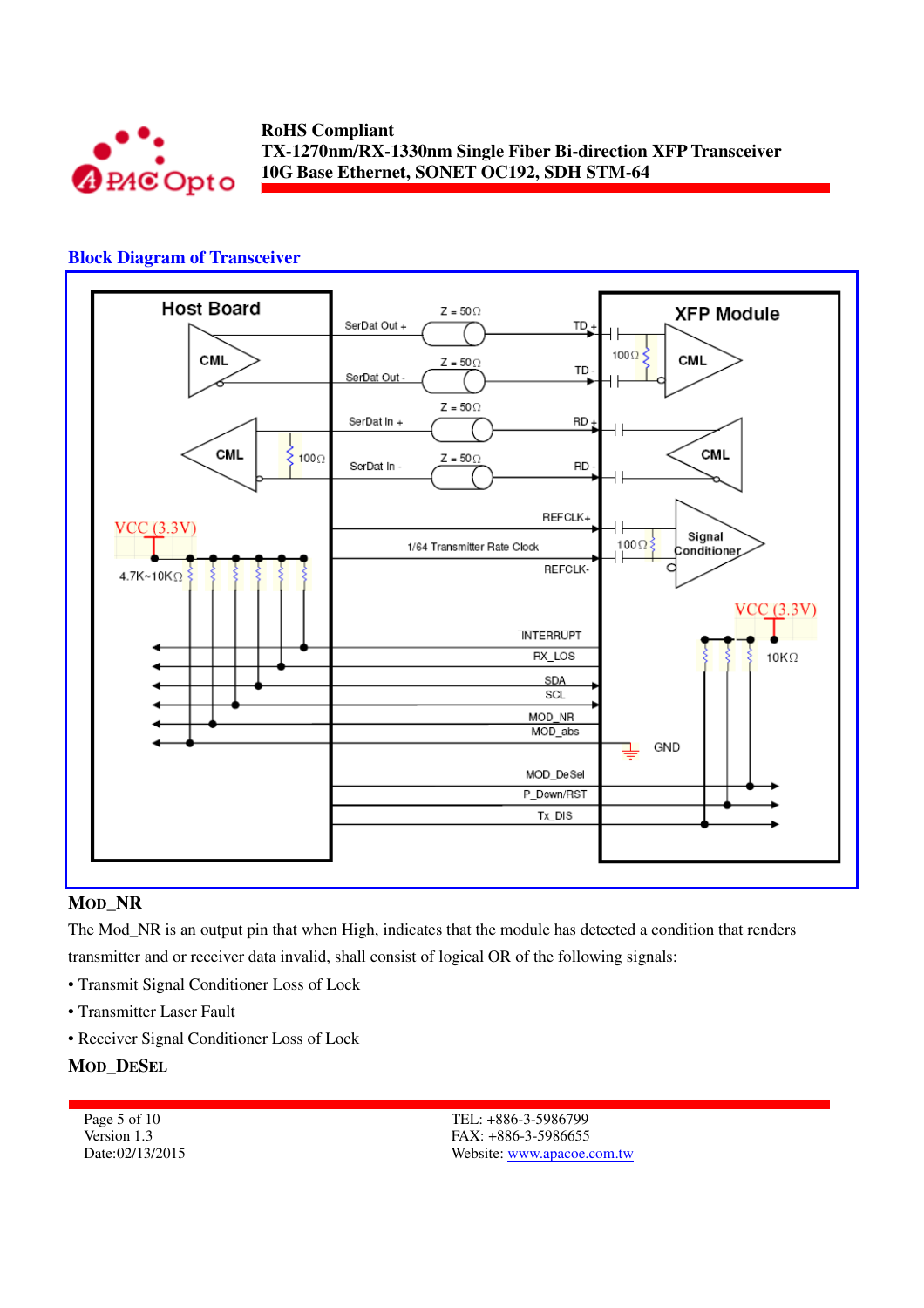## Block Diagram of Transceiver

Host Board

CML

CML

100Ω

VCC (3.3V)

4.7K~10KΩ

SerDat Out +

SerDat Out -

SerDat In +

SerDat In -

Z = 50Ω

Z = 50Ω

Z = 50Ω

Z = 50Ω

TD +

TD -

RD +

RD -

REFCLK+

1/64 Transmitter Rate Clock

REFCLK-

INTERRUPT

RX_LOS

SDA

SCL

MOD_NR

MOD_abs

MOD_DeSel

P_Down/RST

Tx_DIS

XFP Module

100Ω

CML

CML

100Ω

Signal Conditioner

VCC (3.3V)

10KΩ

GND

### MOD_NR

The Mod_NR is an output pin that when High, indicates that the module has detected a condition that renders transmitter and or receiver data invalid, shall consist of logical OR of the following signals:

- Transmit Signal Conditioner Loss of Lock
- Transmitter Laser Fault
- Receiver Signal Conditioner Loss of Lock

### MOD_DESEL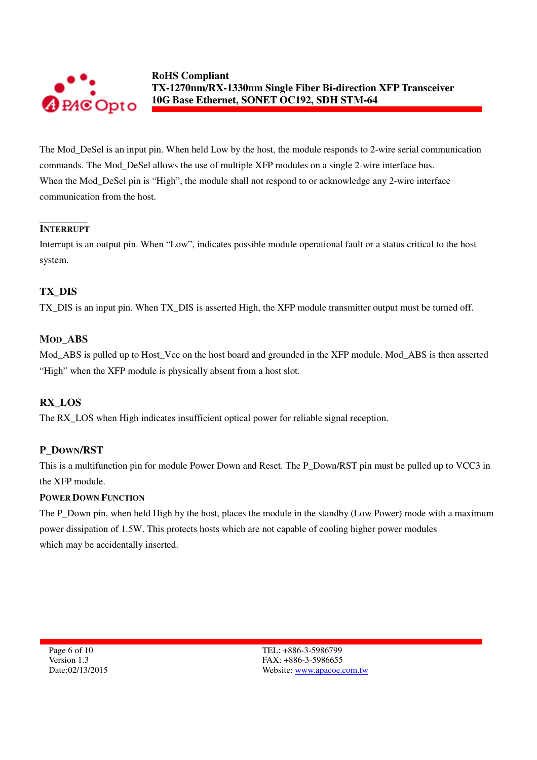The Mod_DeSel is an input pin. When held Low by the host, the module responds to 2-wire serial communication commands. The Mod_DeSel allows the use of multiple XFP modules on a single 2-wire interface bus. When the Mod_DeSel pin is "High", the module shall not respond to or acknowledge any 2-wire interface communication from the host.

### INTERRUPT

Interrupt is an output pin. When "Low", indicates possible module operational fault or a status critical to the host system.

### TX_DIS

TX_DIS is an input pin. When TX_DIS is asserted High, the XFP module transmitter output must be turned off.

### MOD_ABS

Mod_ABS is pulled up to Host_Vcc on the host board and grounded in the XFP module. Mod_ABS is then asserted "High" when the XFP module is physically absent from a host slot.

### RX_LOS

The RX_LOS when High indicates insufficient optical power for reliable signal reception.

### P_DOWN/RST

This is a multifunction pin for module Power Down and Reset. The P_Down/RST pin must be pulled up to VCC3 in the XFP module.

#### POWER DOWN FUNCTION

The P_Down pin, when held High by the host, places the module in the standby (Low Power) mode with a maximum power dissipation of 1.5W. This protects hosts which are not capable of cooling higher power modules which may be accidentally inserted.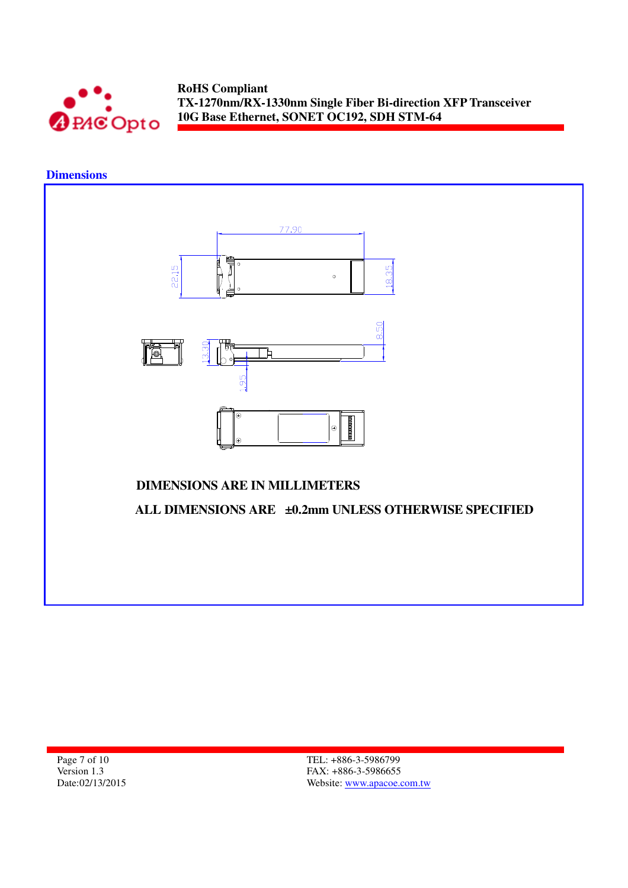## Dimensions

DIMENSIONS ARE IN MILLIMETERS

ALL DIMENSIONS ARE ±0.2mm UNLESS OTHERWISE SPECIFIED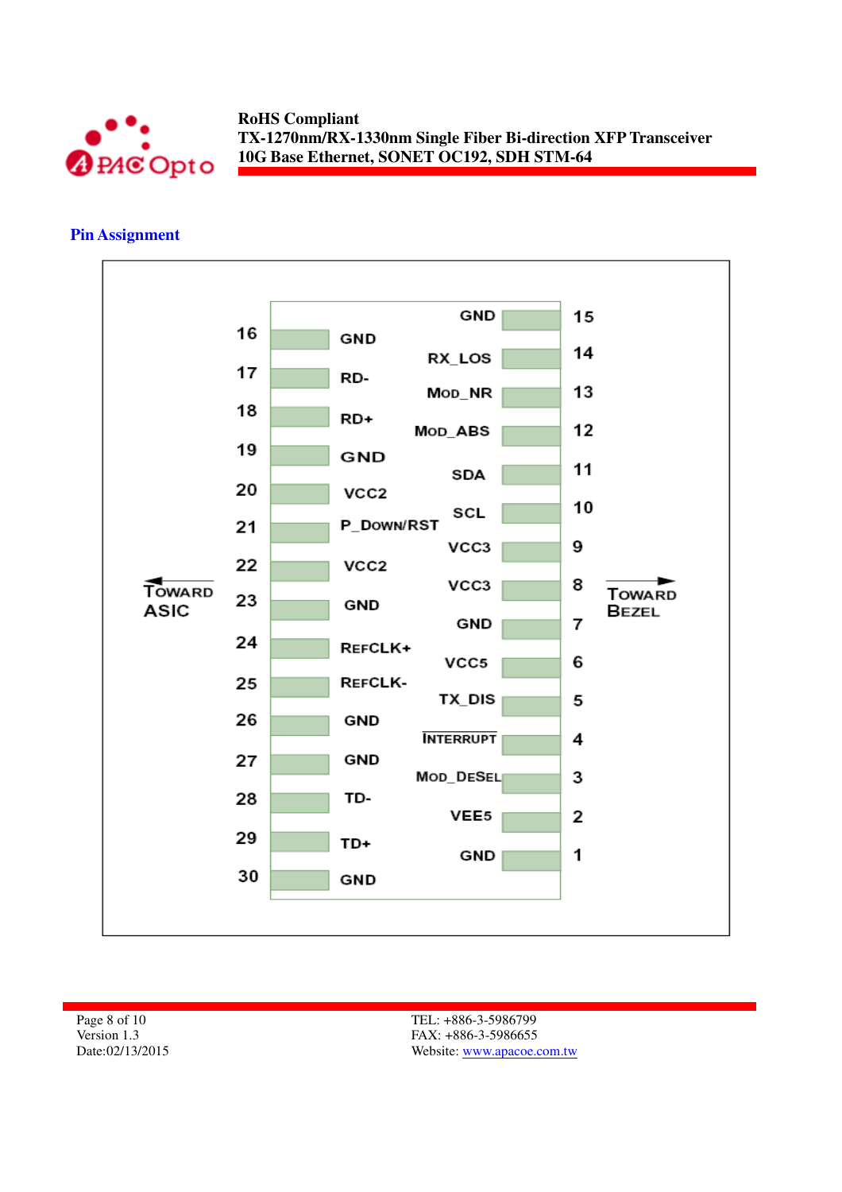## Pin Assignment

| Pin | Signal | Pin | Signal |
|---|---|---|---|
| 15 | GND | | |
| 14 | RX_LOS | 16 | GND |
| 13 | MOD_NR | 17 | RD- |
| 12 | MOD_ABS | 18 | RD+ |
| 11 | SDA | 19 | GND |
| 10 | SCL | 20 | VCC2 |
| 9 | VCC3 | 21 | P_DOWN/RST |
| 8 | VCC3 | 22 | VCC2 |
| 7 | GND | 23 | GND |
| 6 | VCC5 | 24 | REFCLK+ |
| 5 | TX_DIS | 25 | REFCLK- |
| 4 | $\overline{\text{INTERRUPT}}$ | 26 | GND |
| 3 | MOD_DESEL | 27 | GND |
| 2 | VEE5 | 28 | TD- |
| 1 | GND | 29 | TD+ |
| | | 30 | GND |

Pins 16–30: Toward ASIC. Pins 1–15: Toward Bezel.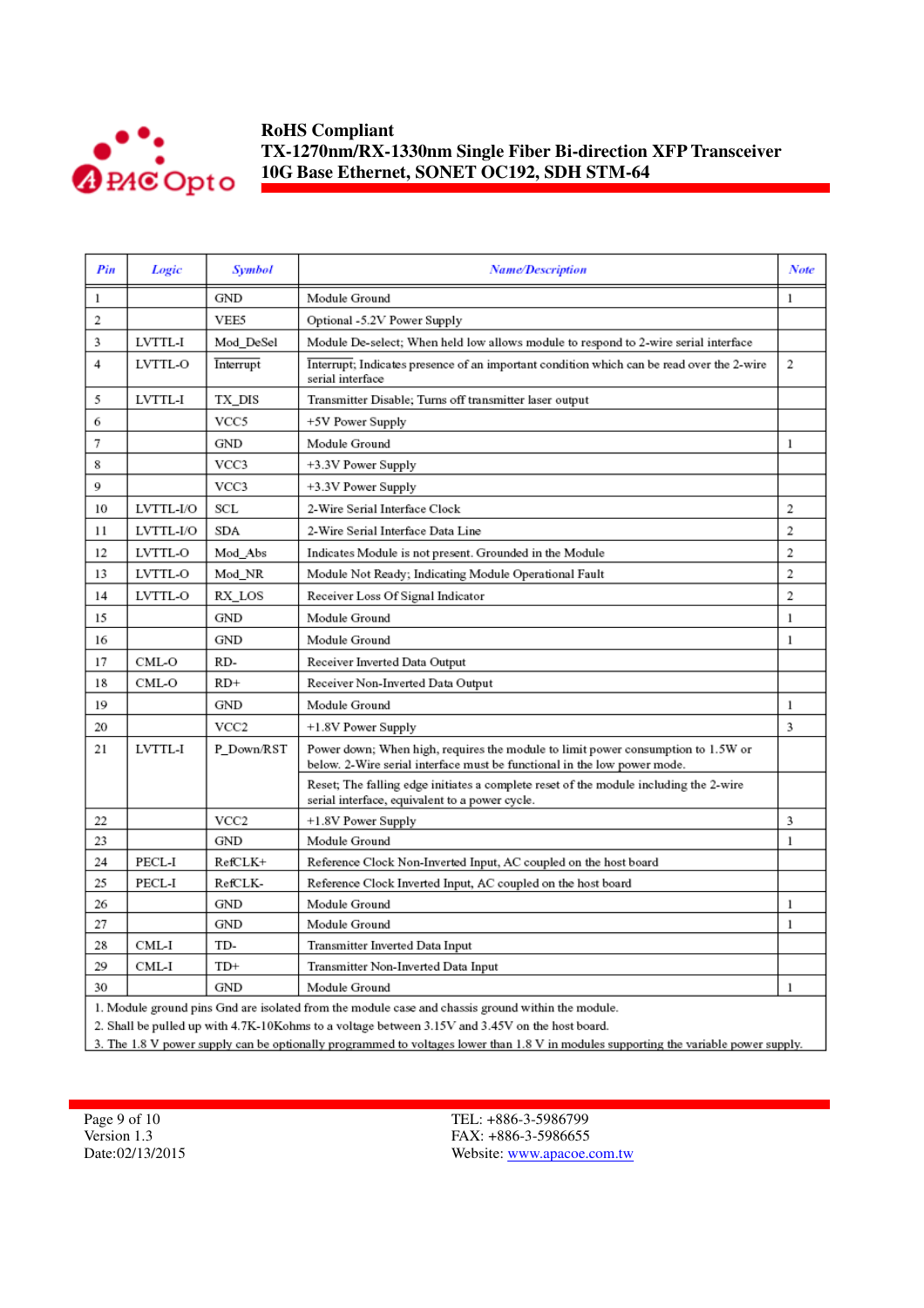| Pin | Logic | Symbol | Name/Description | Note |
|---|---|---|---|---|
| 1 | | GND | Module Ground | 1 |
| 2 | | VEE5 | Optional -5.2V Power Supply | |
| 3 | LVTTL-I | Mod_DeSel | Module De-select; When held low allows module to respond to 2-wire serial interface | |
| 4 | LVTTL-O | Interrupt | Interrupt; Indicates presence of an important condition which can be read over the 2-wire serial interface | 2 |
| 5 | LVTTL-I | TX_DIS | Transmitter Disable; Turns off transmitter laser output | |
| 6 | | VCC5 | +5V Power Supply | |
| 7 | | GND | Module Ground | 1 |
| 8 | | VCC3 | +3.3V Power Supply | |
| 9 | | VCC3 | +3.3V Power Supply | |
| 10 | LVTTL-I/O | SCL | 2-Wire Serial Interface Clock | 2 |
| 11 | LVTTL-I/O | SDA | 2-Wire Serial Interface Data Line | 2 |
| 12 | LVTTL-O | Mod_Abs | Indicates Module is not present. Grounded in the Module | 2 |
| 13 | LVTTL-O | Mod_NR | Module Not Ready; Indicating Module Operational Fault | 2 |
| 14 | LVTTL-O | RX_LOS | Receiver Loss Of Signal Indicator | 2 |
| 15 | | GND | Module Ground | 1 |
| 16 | | GND | Module Ground | 1 |
| 17 | CML-O | RD- | Receiver Inverted Data Output | |
| 18 | CML-O | RD+ | Receiver Non-Inverted Data Output | |
| 19 | | GND | Module Ground | 1 |
| 20 | | VCC2 | +1.8V Power Supply | 3 |
| 21 | LVTTL-I | P_Down/RST | Power down; When high, requires the module to limit power consumption to 1.5W or below. 2-Wire serial interface must be functional in the low power mode. | |
| | | | Reset; The falling edge initiates a complete reset of the module including the 2-wire serial interface, equivalent to a power cycle. | |
| 22 | | VCC2 | +1.8V Power Supply | 3 |
| 23 | | GND | Module Ground | 1 |
| 24 | PECL-I | RefCLK+ | Reference Clock Non-Inverted Input, AC coupled on the host board | |
| 25 | PECL-I | RefCLK- | Reference Clock Inverted Input, AC coupled on the host board | |
| 26 | | GND | Module Ground | 1 |
| 27 | | GND | Module Ground | 1 |
| 28 | CML-I | TD- | Transmitter Inverted Data Input | |
| 29 | CML-I | TD+ | Transmitter Non-Inverted Data Input | |
| 30 | | GND | Module Ground | 1 |

1. Module ground pins Gnd are isolated from the module case and chassis ground within the module.
2. Shall be pulled up with 4.7K-10Kohms to a voltage between 3.15V and 3.45V on the host board.
3. The 1.8 V power supply can be optionally programmed to voltages lower than 1.8 V in modules supporting the variable power supply.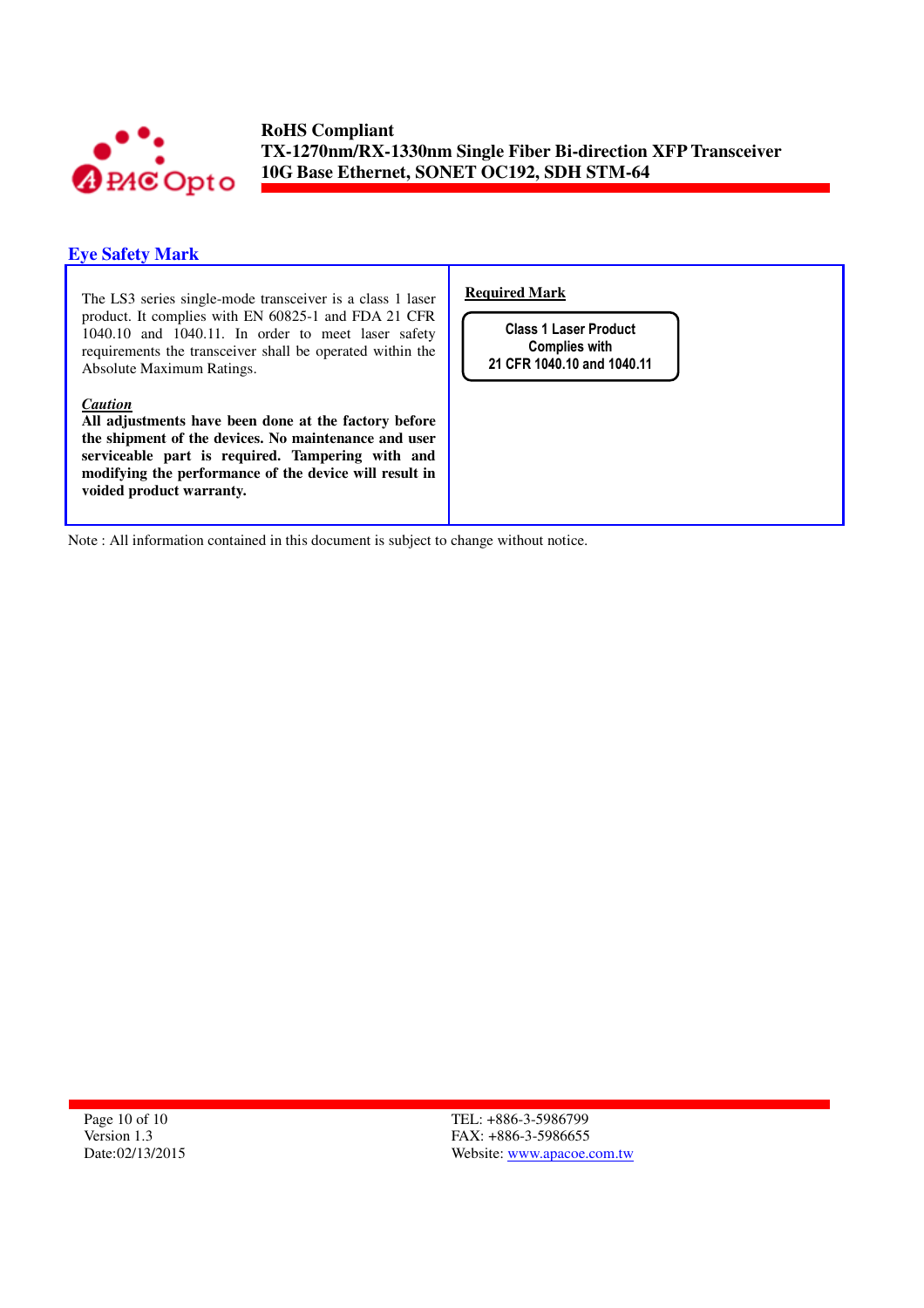## Eye Safety Mark

| | |
|---|---|
| The LS3 series single-mode transceiver is a class 1 laser product. It complies with EN 60825-1 and FDA 21 CFR 1040.10 and 1040.11. In order to meet laser safety requirements the transceiver shall be operated within the Absolute Maximum Ratings.<br><br>***Caution***<br>**All adjustments have been done at the factory before the shipment of the devices. No maintenance and user serviceable part is required. Tampering with and modifying the performance of the device will result in voided product warranty.** | **Required Mark**<br><br>**Class 1 Laser Product**<br>**Complies with**<br>**21 CFR 1040.10 and 1040.11** |

Note : All information contained in this document is subject to change without notice.